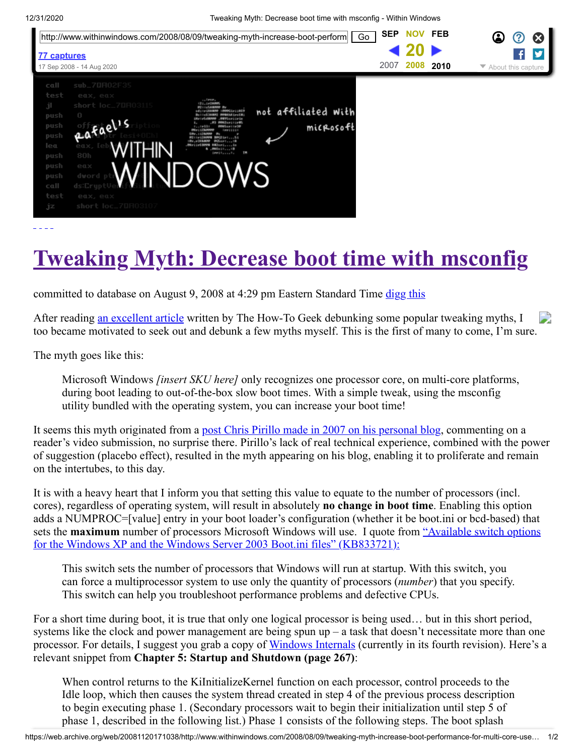- - - -

# Tweaking Myth: Decrease boot time with msconfig

committed to database on August 9, 2008 at 4:29 pm Eastern Standard Time digg this

After reading an excellent article written by The How-To Geek debunking some popular tweaking myths, I too became motivated to seek out and debunk a few myths myself. This is the first of many to come, I'm sure.

The myth goes like this:

> Microsoft Windows *[insert SKU here]* only recognizes one processor core, on multi-core platforms, during boot leading to out-of-the-box slow boot times. With a simple tweak, using the msconfig utility bundled with the operating system, you can increase your boot time!

It seems this myth originated from a post Chris Pirillo made in 2007 on his personal blog, commenting on a reader's video submission, no surprise there. Pirillo's lack of real technical experience, combined with the power of suggestion (placebo effect), resulted in the myth appearing on his blog, enabling it to proliferate and remain on the intertubes, to this day.

It is with a heavy heart that I inform you that setting this value to equate to the number of processors (incl. cores), regardless of operating system, will result in absolutely **no change in boot time**. Enabling this option adds a NUMPROC=[value] entry in your boot loader's configuration (whether it be boot.ini or bcd-based) that sets the **maximum** number of processors Microsoft Windows will use. I quote from "Available switch options for the Windows XP and the Windows Server 2003 Boot.ini files" (KB833721):

> This switch sets the number of processors that Windows will run at startup. With this switch, you can force a multiprocessor system to use only the quantity of processors (*number*) that you specify. This switch can help you troubleshoot performance problems and defective CPUs.

For a short time during boot, it is true that only one logical processor is being used… but in this short period, systems like the clock and power management are being spun up – a task that doesn't necessitate more than one processor. For details, I suggest you grab a copy of Windows Internals (currently in its fourth revision). Here's a relevant snippet from **Chapter 5: Startup and Shutdown (page 267)**:

> When control returns to the KiInitializeKernel function on each processor, control proceeds to the Idle loop, which then causes the system thread created in step 4 of the previous process description to begin executing phase 1. (Secondary processors wait to begin their initialization until step 5 of phase 1, described in the following list.) Phase 1 consists of the following steps. The boot splash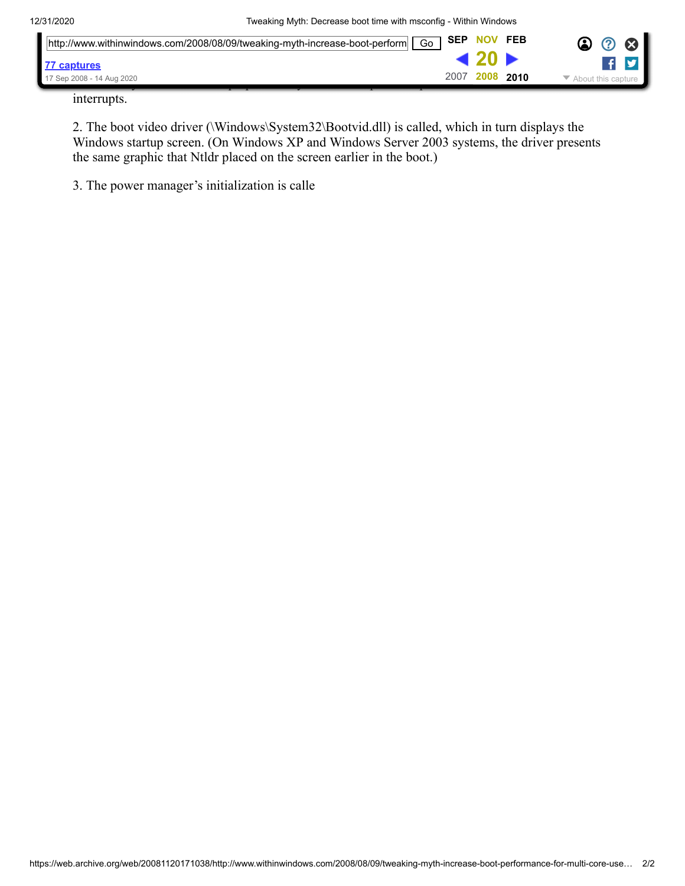interrupts.

2. The boot video driver (\Windows\System32\Bootvid.dll) is called, which in turn displays the Windows startup screen. (On Windows XP and Windows Server 2003 systems, the driver presents the same graphic that Ntldr placed on the screen earlier in the boot.)

3. The power manager's initialization is calle